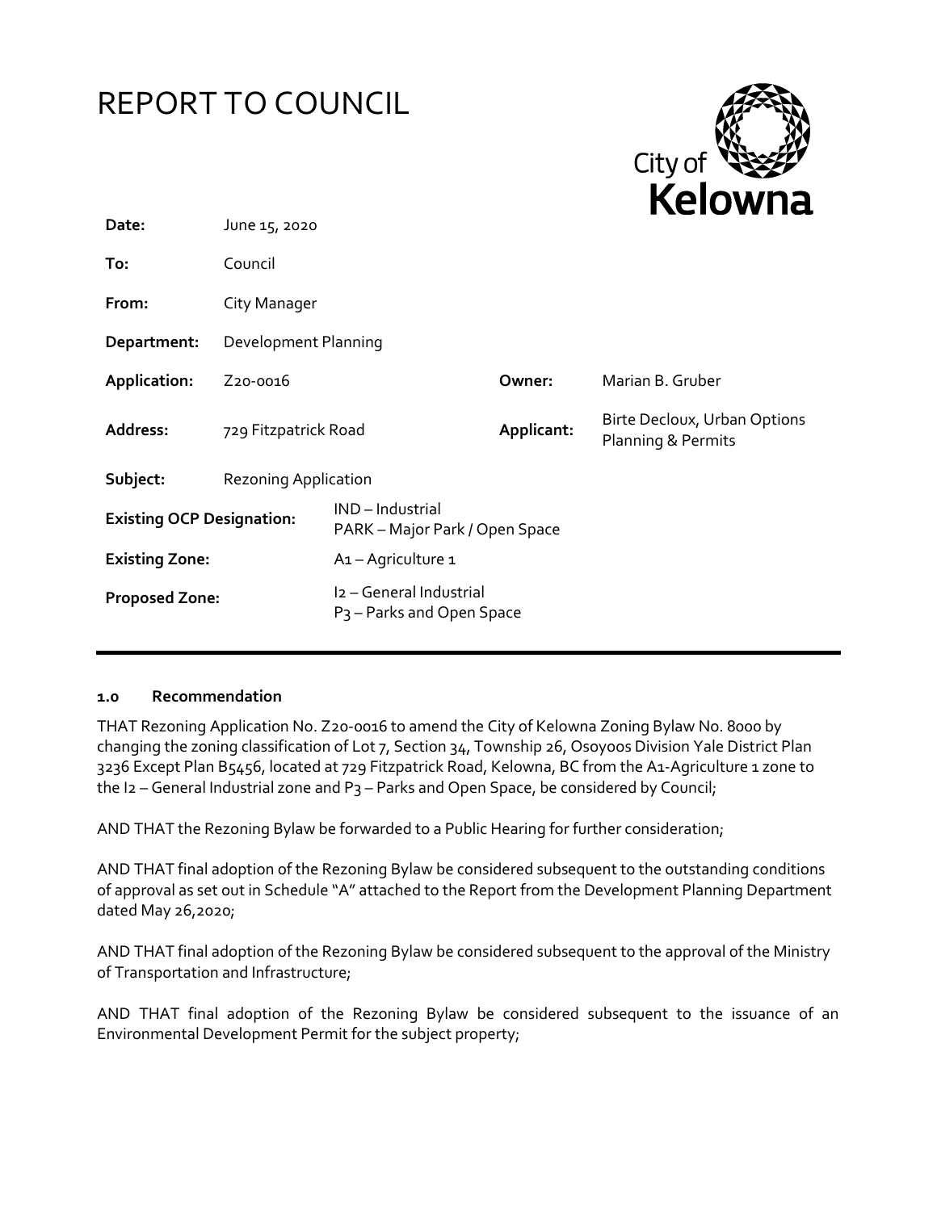# REPORT TO COUNCIL

City of **Kelowna**

| | | | |
|---|---|---|---|
| **Date:** | June 15, 2020 | | |
| **To:** | Council | | |
| **From:** | City Manager | | |
| **Department:** | Development Planning | | |
| **Application:** | Z20-0016 | **Owner:** | Marian B. Gruber |
| **Address:** | 729 Fitzpatrick Road | **Applicant:** | Birte Decloux, Urban Options Planning & Permits |
| **Subject:** | Rezoning Application | | |
| **Existing OCP Designation:** | IND – Industrial<br>PARK – Major Park / Open Space | | |
| **Existing Zone:** | A1 – Agriculture 1 | | |
| **Proposed Zone:** | I2 – General Industrial<br>P3 – Parks and Open Space | | |

## 1.0 Recommendation

THAT Rezoning Application No. Z20-0016 to amend the City of Kelowna Zoning Bylaw No. 8000 by changing the zoning classification of Lot 7, Section 34, Township 26, Osoyoos Division Yale District Plan 3236 Except Plan B5456, located at 729 Fitzpatrick Road, Kelowna, BC from the A1-Agriculture 1 zone to the I2 – General Industrial zone and P3 – Parks and Open Space, be considered by Council;

AND THAT the Rezoning Bylaw be forwarded to a Public Hearing for further consideration;

AND THAT final adoption of the Rezoning Bylaw be considered subsequent to the outstanding conditions of approval as set out in Schedule "A" attached to the Report from the Development Planning Department dated May 26,2020;

AND THAT final adoption of the Rezoning Bylaw be considered subsequent to the approval of the Ministry of Transportation and Infrastructure;

AND THAT final adoption of the Rezoning Bylaw be considered subsequent to the issuance of an Environmental Development Permit for the subject property;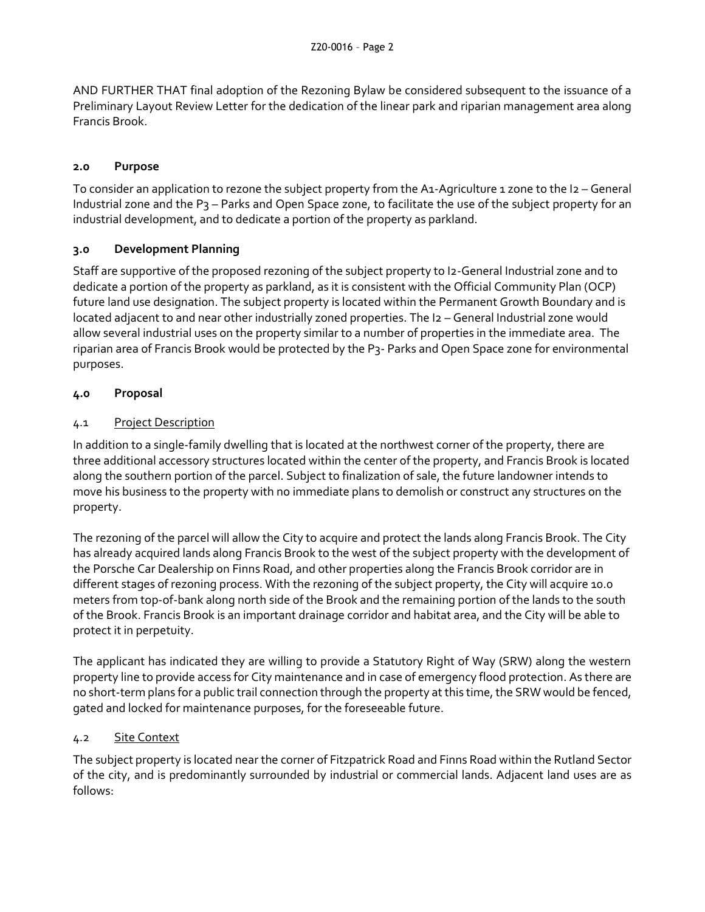AND FURTHER THAT final adoption of the Rezoning Bylaw be considered subsequent to the issuance of a Preliminary Layout Review Letter for the dedication of the linear park and riparian management area along Francis Brook.

## 2.0 Purpose

To consider an application to rezone the subject property from the A1-Agriculture 1 zone to the I2 – General Industrial zone and the P3 – Parks and Open Space zone, to facilitate the use of the subject property for an industrial development, and to dedicate a portion of the property as parkland.

## 3.0 Development Planning

Staff are supportive of the proposed rezoning of the subject property to I2-General Industrial zone and to dedicate a portion of the property as parkland, as it is consistent with the Official Community Plan (OCP) future land use designation. The subject property is located within the Permanent Growth Boundary and is located adjacent to and near other industrially zoned properties. The I2 – General Industrial zone would allow several industrial uses on the property similar to a number of properties in the immediate area. The riparian area of Francis Brook would be protected by the P3- Parks and Open Space zone for environmental purposes.

## 4.0 Proposal

### 4.1 Project Description

In addition to a single-family dwelling that is located at the northwest corner of the property, there are three additional accessory structures located within the center of the property, and Francis Brook is located along the southern portion of the parcel. Subject to finalization of sale, the future landowner intends to move his business to the property with no immediate plans to demolish or construct any structures on the property.

The rezoning of the parcel will allow the City to acquire and protect the lands along Francis Brook. The City has already acquired lands along Francis Brook to the west of the subject property with the development of the Porsche Car Dealership on Finns Road, and other properties along the Francis Brook corridor are in different stages of rezoning process. With the rezoning of the subject property, the City will acquire 10.0 meters from top-of-bank along north side of the Brook and the remaining portion of the lands to the south of the Brook. Francis Brook is an important drainage corridor and habitat area, and the City will be able to protect it in perpetuity.

The applicant has indicated they are willing to provide a Statutory Right of Way (SRW) along the western property line to provide access for City maintenance and in case of emergency flood protection. As there are no short-term plans for a public trail connection through the property at this time, the SRW would be fenced, gated and locked for maintenance purposes, for the foreseeable future.

### 4.2 Site Context

The subject property is located near the corner of Fitzpatrick Road and Finns Road within the Rutland Sector of the city, and is predominantly surrounded by industrial or commercial lands. Adjacent land uses are as follows: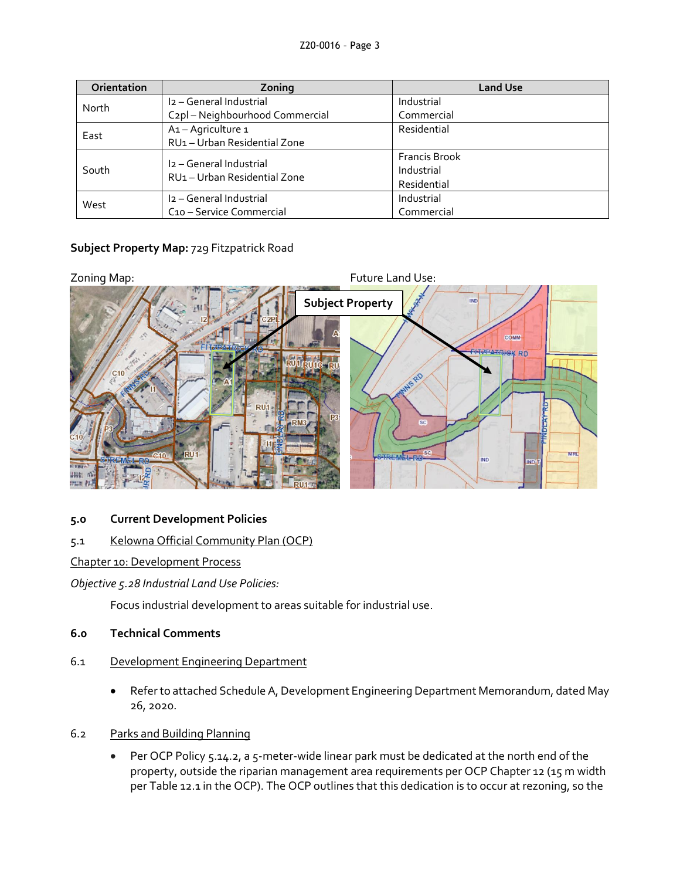| Orientation | Zoning | Land Use |
|---|---|---|
| North | I2 – General Industrial<br>C2pl – Neighbourhood Commercial | Industrial<br>Commercial |
| East | A1 – Agriculture 1<br>RU1 – Urban Residential Zone | Residential |
| South | I2 – General Industrial<br>RU1 – Urban Residential Zone | Francis Brook<br>Industrial<br>Residential |
| West | I2 – General Industrial<br>C10 – Service Commercial | Industrial<br>Commercial |

**Subject Property Map:** 729 Fitzpatrick Road

Zoning Map:

Future Land Use:

## 5.0 Current Development Policies

### 5.1 Kelowna Official Community Plan (OCP)

Chapter 10: Development Process

*Objective 5.28 Industrial Land Use Policies:*

Focus industrial development to areas suitable for industrial use.

## 6.0 Technical Comments

### 6.1 Development Engineering Department

- Refer to attached Schedule A, Development Engineering Department Memorandum, dated May 26, 2020.

### 6.2 Parks and Building Planning

- Per OCP Policy 5.14.2, a 5-meter-wide linear park must be dedicated at the north end of the property, outside the riparian management area requirements per OCP Chapter 12 (15 m width per Table 12.1 in the OCP). The OCP outlines that this dedication is to occur at rezoning, so the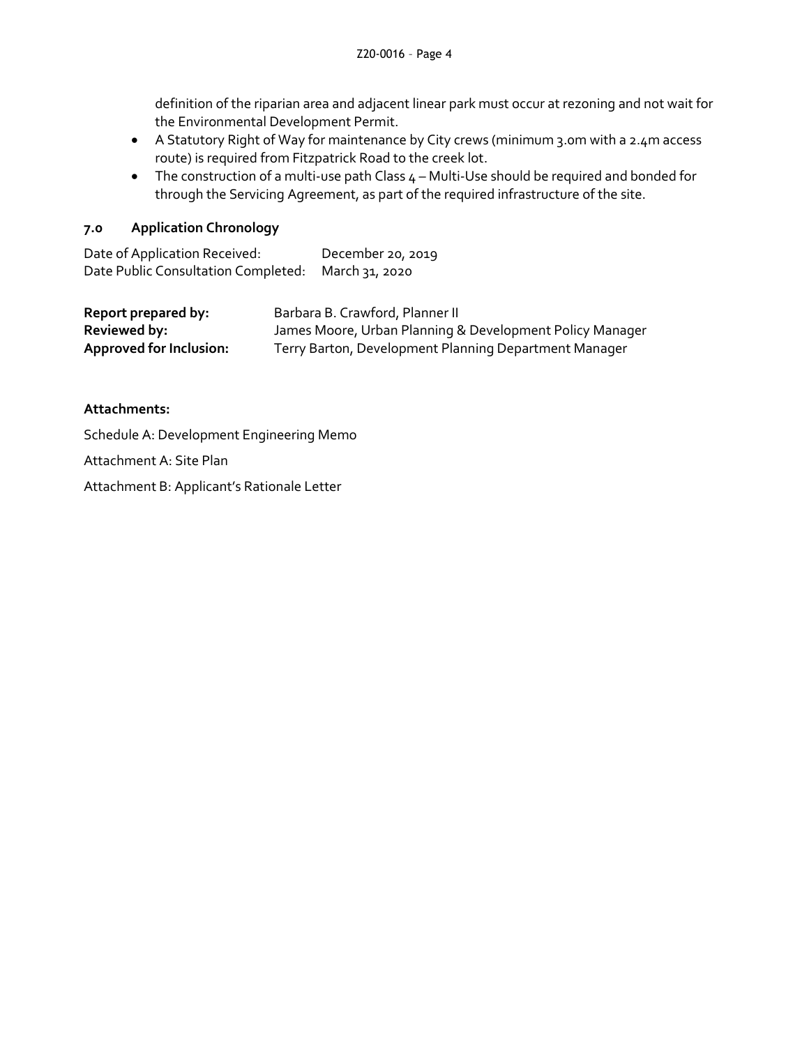definition of the riparian area and adjacent linear park must occur at rezoning and not wait for the Environmental Development Permit.

- A Statutory Right of Way for maintenance by City crews (minimum 3.0m with a 2.4m access route) is required from Fitzpatrick Road to the creek lot.
- The construction of a multi-use path Class 4 – Multi-Use should be required and bonded for through the Servicing Agreement, as part of the required infrastructure of the site.

## 7.0 Application Chronology

Date of Application Received: December 20, 2019
Date Public Consultation Completed: March 31, 2020

**Report prepared by:** Barbara B. Crawford, Planner II
**Reviewed by:** James Moore, Urban Planning & Development Policy Manager
**Approved for Inclusion:** Terry Barton, Development Planning Department Manager

**Attachments:**

Schedule A: Development Engineering Memo

Attachment A: Site Plan

Attachment B: Applicant's Rationale Letter